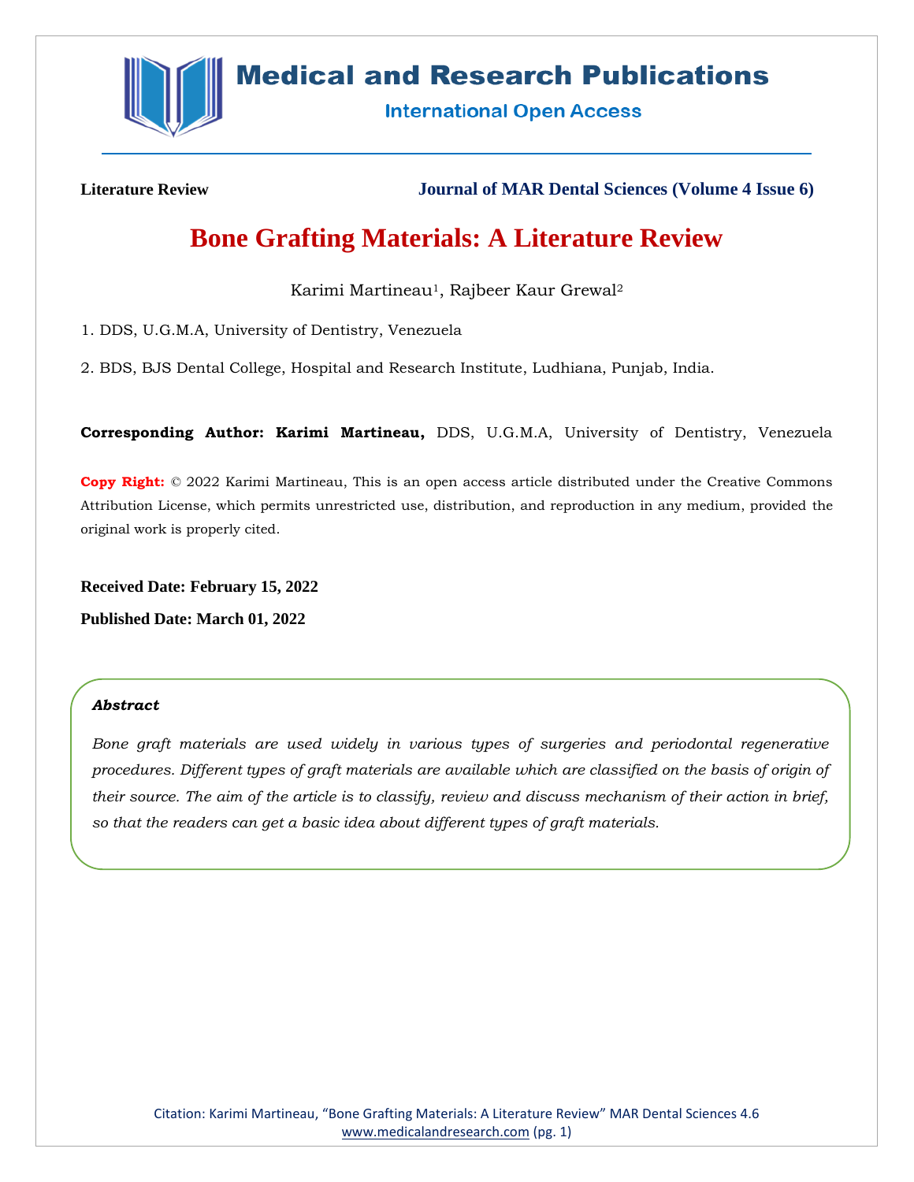Literature Review

**Journal of MAR Dental Sciences (Volume 4 Issue 6)**

# Bone Grafting Materials: A Literature Review

Karimi Martineau[1], Rajbeer Kaur Grewal[2]

1. DDS, U.G.M.A, University of Dentistry, Venezuela

2. BDS, BJS Dental College, Hospital and Research Institute, Ludhiana, Punjab, India.

**Corresponding Author: Karimi Martineau,** DDS, U.G.M.A, University of Dentistry, Venezuela

**Copy Right:** © 2022 Karimi Martineau, This is an open access article distributed under the Creative Commons Attribution License, which permits unrestricted use, distribution, and reproduction in any medium, provided the original work is properly cited.

**Received Date: February 15, 2022**

**Published Date: March 01, 2022**

***Abstract***

*Bone graft materials are used widely in various types of surgeries and periodontal regenerative procedures. Different types of graft materials are available which are classified on the basis of origin of their source. The aim of the article is to classify, review and discuss mechanism of their action in brief, so that the readers can get a basic idea about different types of graft materials.*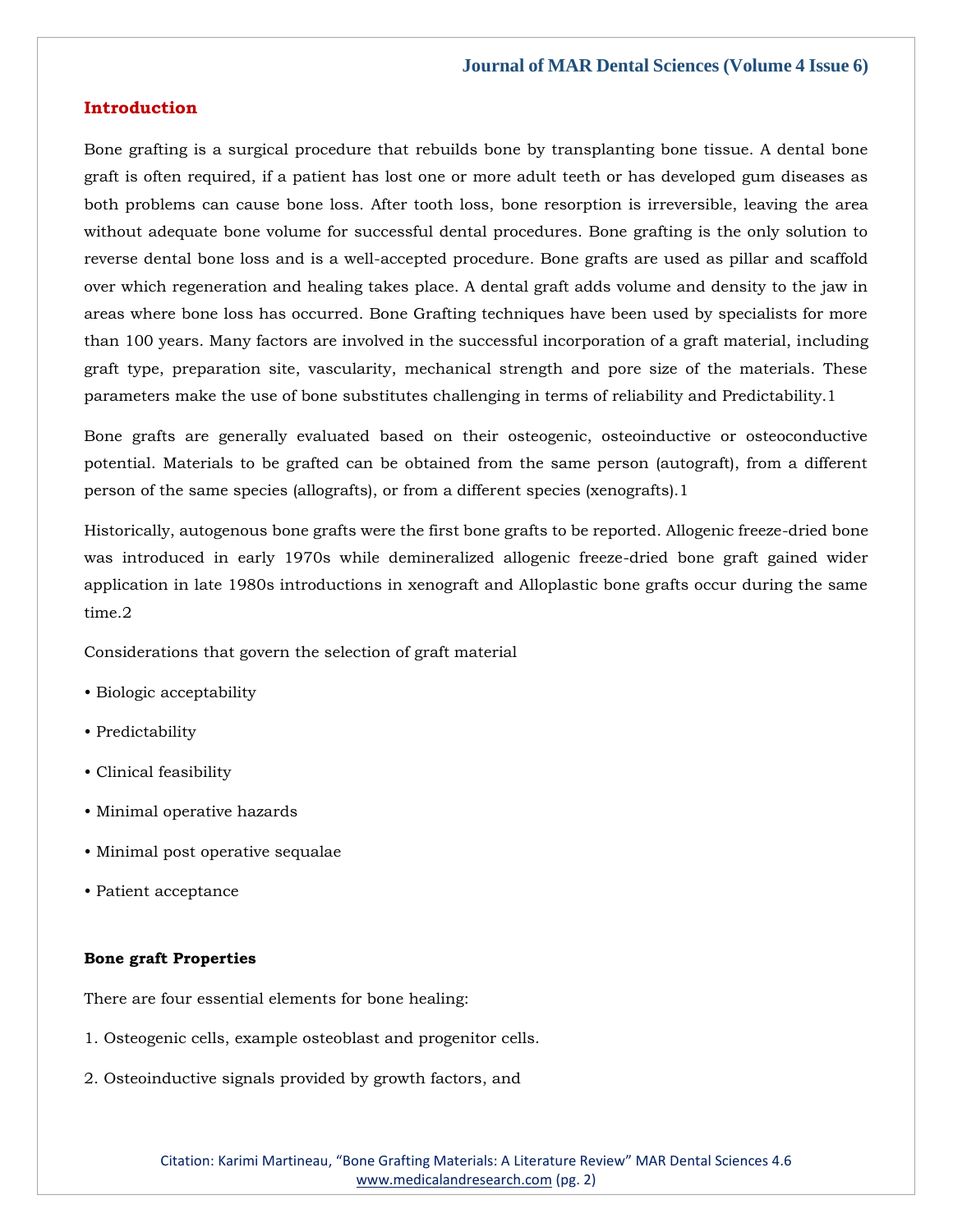## Introduction

Bone grafting is a surgical procedure that rebuilds bone by transplanting bone tissue. A dental bone graft is often required, if a patient has lost one or more adult teeth or has developed gum diseases as both problems can cause bone loss. After tooth loss, bone resorption is irreversible, leaving the area without adequate bone volume for successful dental procedures. Bone grafting is the only solution to reverse dental bone loss and is a well-accepted procedure. Bone grafts are used as pillar and scaffold over which regeneration and healing takes place. A dental graft adds volume and density to the jaw in areas where bone loss has occurred. Bone Grafting techniques have been used by specialists for more than 100 years. Many factors are involved in the successful incorporation of a graft material, including graft type, preparation site, vascularity, mechanical strength and pore size of the materials. These parameters make the use of bone substitutes challenging in terms of reliability and Predictability.1

Bone grafts are generally evaluated based on their osteogenic, osteoinductive or osteoconductive potential. Materials to be grafted can be obtained from the same person (autograft), from a different person of the same species (allografts), or from a different species (xenografts).1

Historically, autogenous bone grafts were the first bone grafts to be reported. Allogenic freeze-dried bone was introduced in early 1970s while demineralized allogenic freeze-dried bone graft gained wider application in late 1980s introductions in xenograft and Alloplastic bone grafts occur during the same time.2

Considerations that govern the selection of graft material

- Biologic acceptability
- Predictability
- Clinical feasibility
- Minimal operative hazards
- Minimal post operative sequalae
- Patient acceptance

**Bone graft Properties**

There are four essential elements for bone healing:

1. Osteogenic cells, example osteoblast and progenitor cells.
2. Osteoinductive signals provided by growth factors, and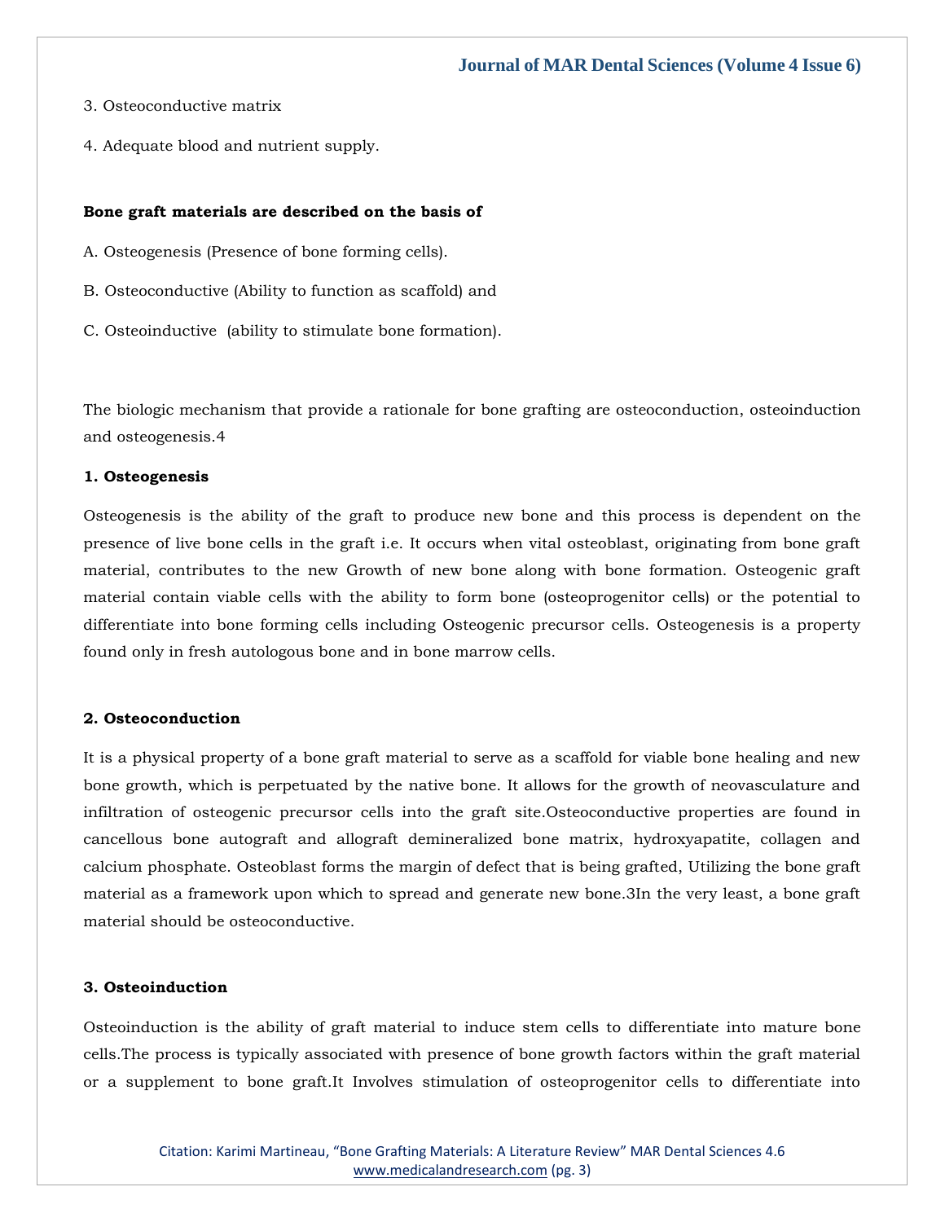3. Osteoconductive matrix

4. Adequate blood and nutrient supply.

**Bone graft materials are described on the basis of**

A. Osteogenesis (Presence of bone forming cells).

B. Osteoconductive (Ability to function as scaffold) and

C. Osteoinductive (ability to stimulate bone formation).

The biologic mechanism that provide a rationale for bone grafting are osteoconduction, osteoinduction and osteogenesis.4

**1. Osteogenesis**

Osteogenesis is the ability of the graft to produce new bone and this process is dependent on the presence of live bone cells in the graft i.e. It occurs when vital osteoblast, originating from bone graft material, contributes to the new Growth of new bone along with bone formation. Osteogenic graft material contain viable cells with the ability to form bone (osteoprogenitor cells) or the potential to differentiate into bone forming cells including Osteogenic precursor cells. Osteogenesis is a property found only in fresh autologous bone and in bone marrow cells.

**2. Osteoconduction**

It is a physical property of a bone graft material to serve as a scaffold for viable bone healing and new bone growth, which is perpetuated by the native bone. It allows for the growth of neovasculature and infiltration of osteogenic precursor cells into the graft site.Osteoconductive properties are found in cancellous bone autograft and allograft demineralized bone matrix, hydroxyapatite, collagen and calcium phosphate. Osteoblast forms the margin of defect that is being grafted, Utilizing the bone graft material as a framework upon which to spread and generate new bone.3In the very least, a bone graft material should be osteoconductive.

**3. Osteoinduction**

Osteoinduction is the ability of graft material to induce stem cells to differentiate into mature bone cells.The process is typically associated with presence of bone growth factors within the graft material or a supplement to bone graft.It Involves stimulation of osteoprogenitor cells to differentiate into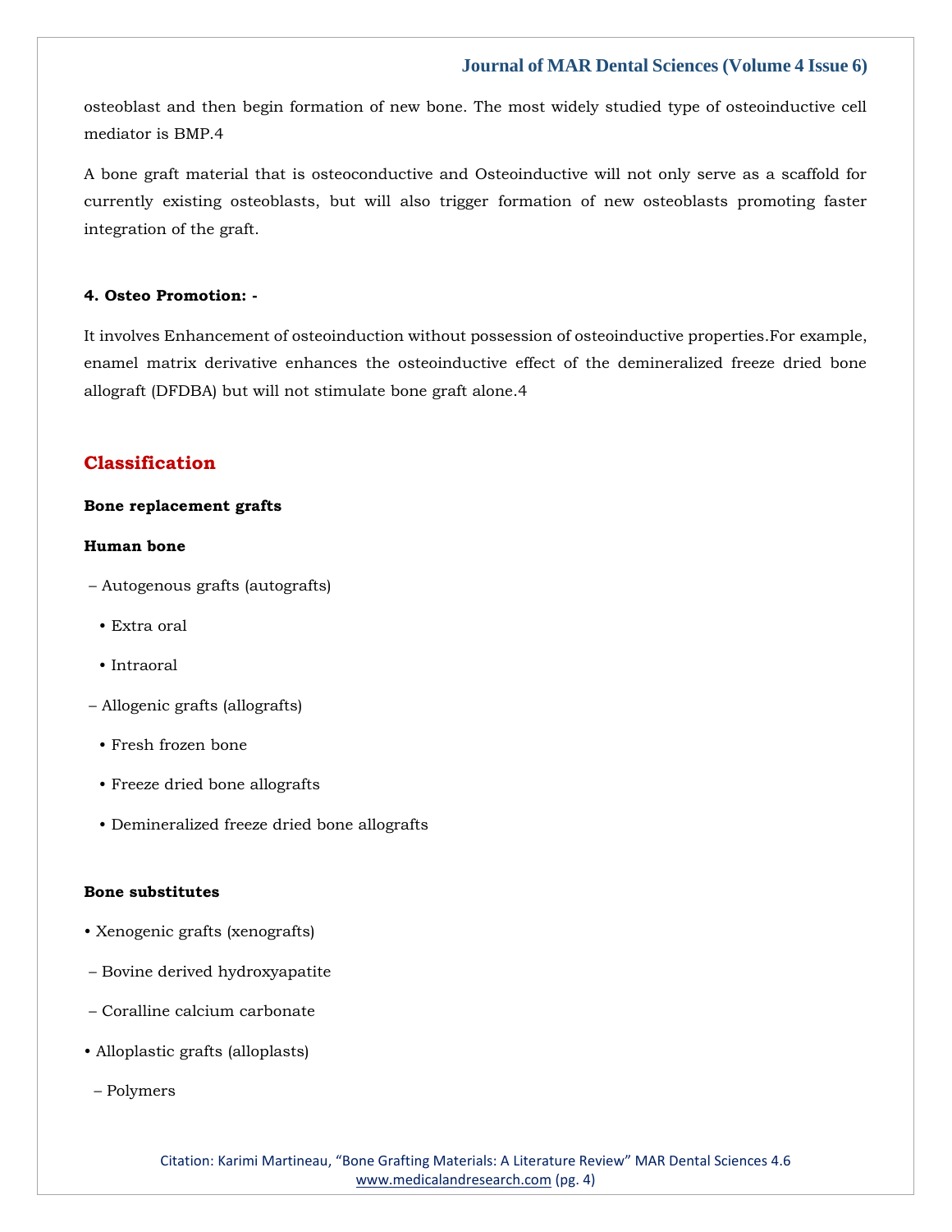osteoblast and then begin formation of new bone. The most widely studied type of osteoinductive cell mediator is BMP.4

A bone graft material that is osteoconductive and Osteoinductive will not only serve as a scaffold for currently existing osteoblasts, but will also trigger formation of new osteoblasts promoting faster integration of the graft.

**4. Osteo Promotion: -**

It involves Enhancement of osteoinduction without possession of osteoinductive properties.For example, enamel matrix derivative enhances the osteoinductive effect of the demineralized freeze dried bone allograft (DFDBA) but will not stimulate bone graft alone.4

## Classification

**Bone replacement grafts**

**Human bone**

- Autogenous grafts (autografts)
  - Extra oral
  - Intraoral
- Allogenic grafts (allografts)
  - Fresh frozen bone
  - Freeze dried bone allografts
  - Demineralized freeze dried bone allografts

**Bone substitutes**

- Xenogenic grafts (xenografts)
  - Bovine derived hydroxyapatite
  - Coralline calcium carbonate
- Alloplastic grafts (alloplasts)
  - Polymers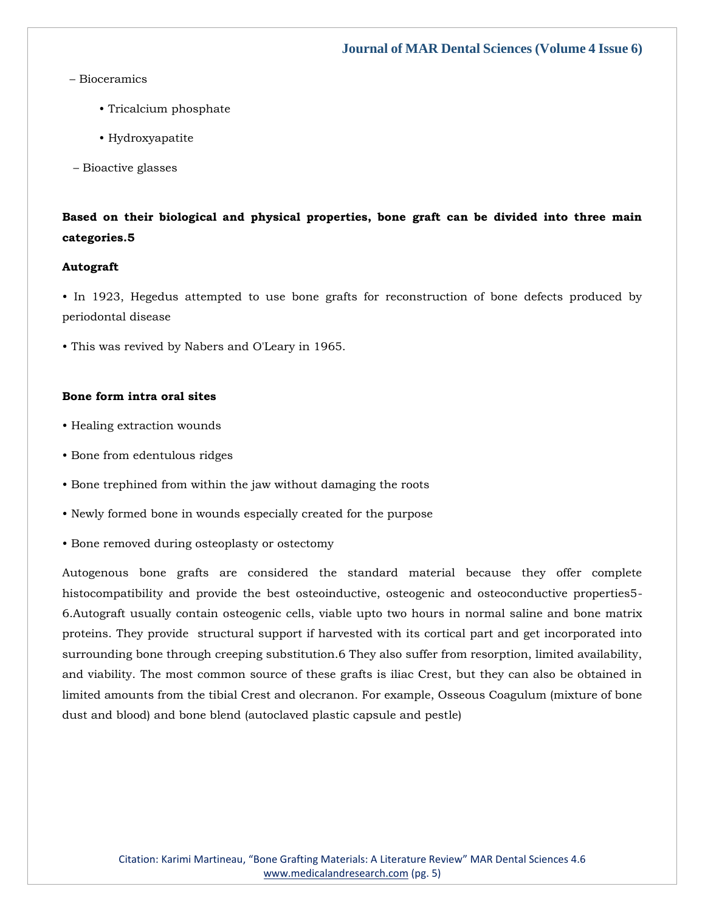– Bioceramics

  • Tricalcium phosphate

  • Hydroxyapatite

– Bioactive glasses

**Based on their biological and physical properties, bone graft can be divided into three main categories.5**

**Autograft**

• In 1923, Hegedus attempted to use bone grafts for reconstruction of bone defects produced by periodontal disease

• This was revived by Nabers and O'Leary in 1965.

**Bone form intra oral sites**

• Healing extraction wounds

• Bone from edentulous ridges

• Bone trephined from within the jaw without damaging the roots

• Newly formed bone in wounds especially created for the purpose

• Bone removed during osteoplasty or ostectomy

Autogenous bone grafts are considered the standard material because they offer complete histocompatibility and provide the best osteoinductive, osteogenic and osteoconductive properties5-6.Autograft usually contain osteogenic cells, viable upto two hours in normal saline and bone matrix proteins. They provide structural support if harvested with its cortical part and get incorporated into surrounding bone through creeping substitution.6 They also suffer from resorption, limited availability, and viability. The most common source of these grafts is iliac Crest, but they can also be obtained in limited amounts from the tibial Crest and olecranon. For example, Osseous Coagulum (mixture of bone dust and blood) and bone blend (autoclaved plastic capsule and pestle)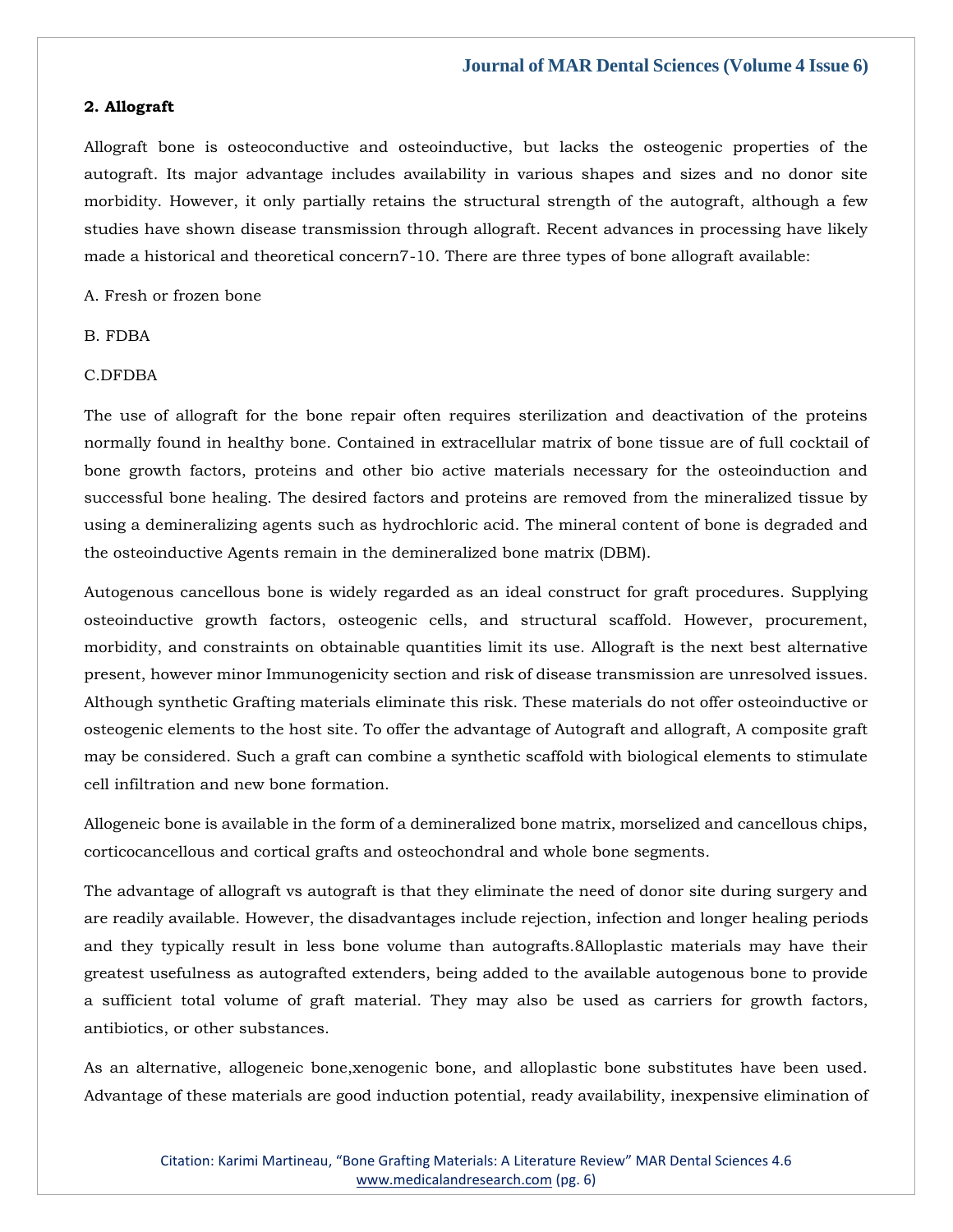## 2. Allograft

Allograft bone is osteoconductive and osteoinductive, but lacks the osteogenic properties of the autograft. Its major advantage includes availability in various shapes and sizes and no donor site morbidity. However, it only partially retains the structural strength of the autograft, although a few studies have shown disease transmission through allograft. Recent advances in processing have likely made a historical and theoretical concern7-10. There are three types of bone allograft available:

A. Fresh or frozen bone

B. FDBA

C.DFDBA

The use of allograft for the bone repair often requires sterilization and deactivation of the proteins normally found in healthy bone. Contained in extracellular matrix of bone tissue are of full cocktail of bone growth factors, proteins and other bio active materials necessary for the osteoinduction and successful bone healing. The desired factors and proteins are removed from the mineralized tissue by using a demineralizing agents such as hydrochloric acid. The mineral content of bone is degraded and the osteoinductive Agents remain in the demineralized bone matrix (DBM).

Autogenous cancellous bone is widely regarded as an ideal construct for graft procedures. Supplying osteoinductive growth factors, osteogenic cells, and structural scaffold. However, procurement, morbidity, and constraints on obtainable quantities limit its use. Allograft is the next best alternative present, however minor Immunogenicity section and risk of disease transmission are unresolved issues. Although synthetic Grafting materials eliminate this risk. These materials do not offer osteoinductive or osteogenic elements to the host site. To offer the advantage of Autograft and allograft, A composite graft may be considered. Such a graft can combine a synthetic scaffold with biological elements to stimulate cell infiltration and new bone formation.

Allogeneic bone is available in the form of a demineralized bone matrix, morselized and cancellous chips, corticocancellous and cortical grafts and osteochondral and whole bone segments.

The advantage of allograft vs autograft is that they eliminate the need of donor site during surgery and are readily available. However, the disadvantages include rejection, infection and longer healing periods and they typically result in less bone volume than autografts.8Alloplastic materials may have their greatest usefulness as autografted extenders, being added to the available autogenous bone to provide a sufficient total volume of graft material. They may also be used as carriers for growth factors, antibiotics, or other substances.

As an alternative, allogeneic bone,xenogenic bone, and alloplastic bone substitutes have been used. Advantage of these materials are good induction potential, ready availability, inexpensive elimination of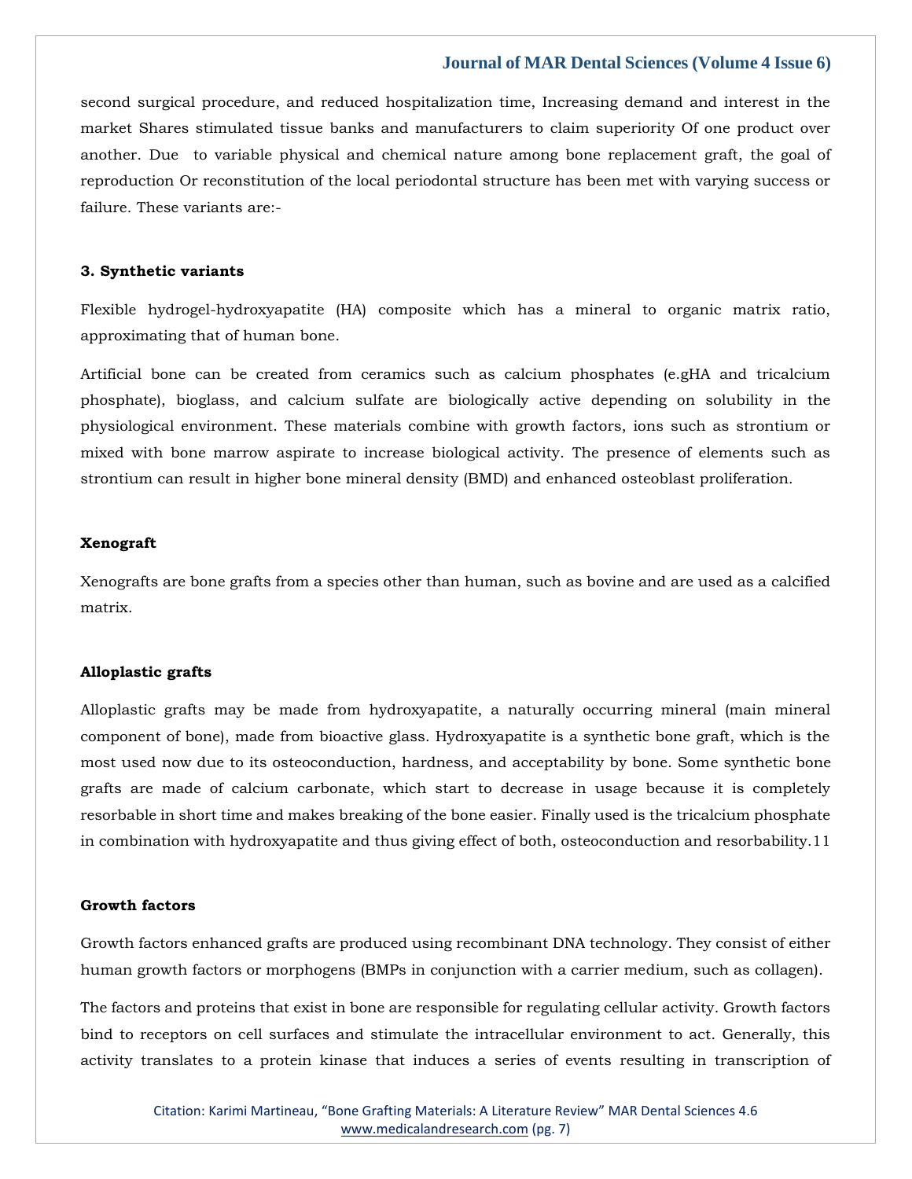second surgical procedure, and reduced hospitalization time, Increasing demand and interest in the market Shares stimulated tissue banks and manufacturers to claim superiority Of one product over another. Due to variable physical and chemical nature among bone replacement graft, the goal of reproduction Or reconstitution of the local periodontal structure has been met with varying success or failure. These variants are:-

### 3. Synthetic variants

Flexible hydrogel-hydroxyapatite (HA) composite which has a mineral to organic matrix ratio, approximating that of human bone.

Artificial bone can be created from ceramics such as calcium phosphates (e.gHA and tricalcium phosphate), bioglass, and calcium sulfate are biologically active depending on solubility in the physiological environment. These materials combine with growth factors, ions such as strontium or mixed with bone marrow aspirate to increase biological activity. The presence of elements such as strontium can result in higher bone mineral density (BMD) and enhanced osteoblast proliferation.

### Xenograft

Xenografts are bone grafts from a species other than human, such as bovine and are used as a calcified matrix.

### Alloplastic grafts

Alloplastic grafts may be made from hydroxyapatite, a naturally occurring mineral (main mineral component of bone), made from bioactive glass. Hydroxyapatite is a synthetic bone graft, which is the most used now due to its osteoconduction, hardness, and acceptability by bone. Some synthetic bone grafts are made of calcium carbonate, which start to decrease in usage because it is completely resorbable in short time and makes breaking of the bone easier. Finally used is the tricalcium phosphate in combination with hydroxyapatite and thus giving effect of both, osteoconduction and resorbability.11

### Growth factors

Growth factors enhanced grafts are produced using recombinant DNA technology. They consist of either human growth factors or morphogens (BMPs in conjunction with a carrier medium, such as collagen).

The factors and proteins that exist in bone are responsible for regulating cellular activity. Growth factors bind to receptors on cell surfaces and stimulate the intracellular environment to act. Generally, this activity translates to a protein kinase that induces a series of events resulting in transcription of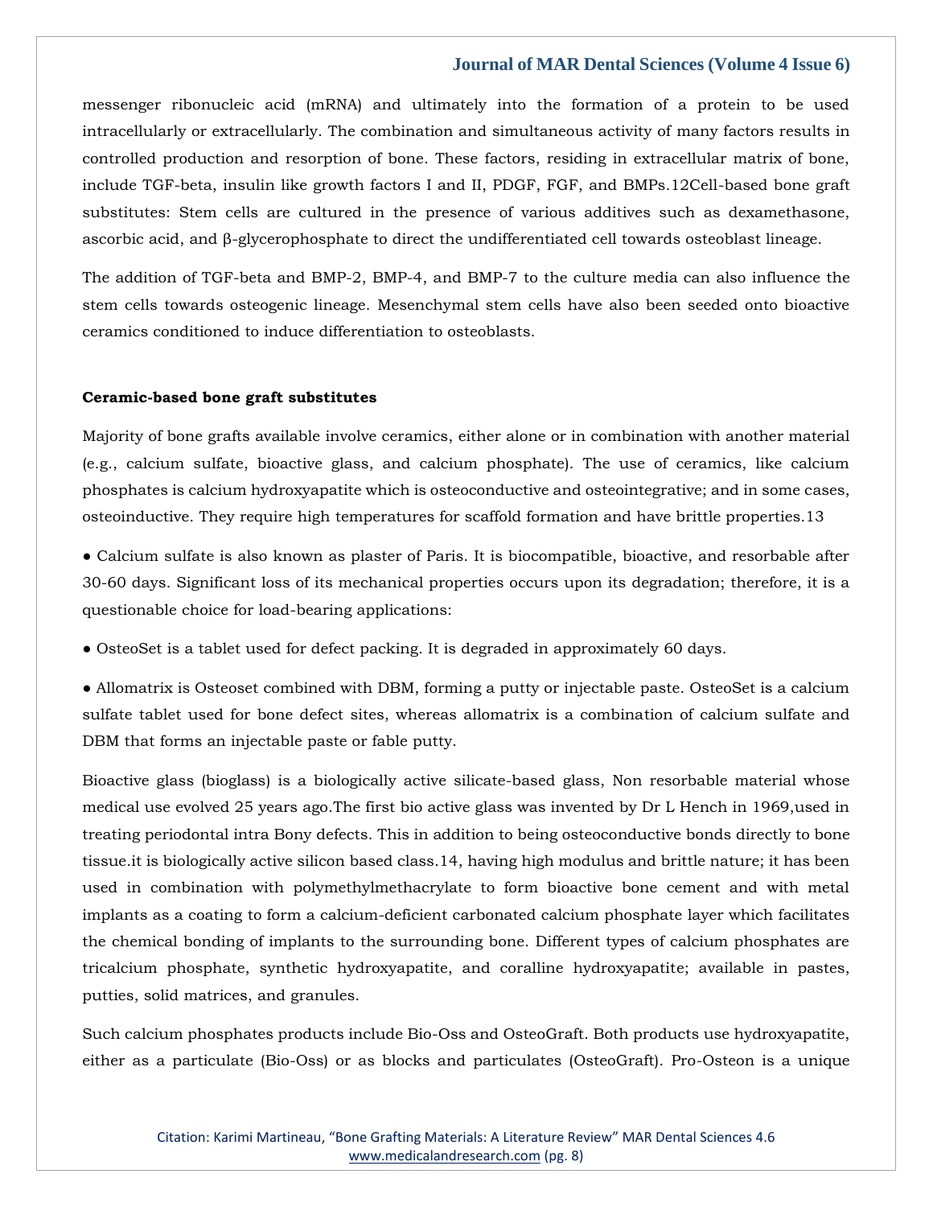messenger ribonucleic acid (mRNA) and ultimately into the formation of a protein to be used intracellularly or extracellularly. The combination and simultaneous activity of many factors results in controlled production and resorption of bone. These factors, residing in extracellular matrix of bone, include TGF-beta, insulin like growth factors I and II, PDGF, FGF, and BMPs.12Cell-based bone graft substitutes: Stem cells are cultured in the presence of various additives such as dexamethasone, ascorbic acid, and β-glycerophosphate to direct the undifferentiated cell towards osteoblast lineage.

The addition of TGF-beta and BMP-2, BMP-4, and BMP-7 to the culture media can also influence the stem cells towards osteogenic lineage. Mesenchymal stem cells have also been seeded onto bioactive ceramics conditioned to induce differentiation to osteoblasts.

**Ceramic-based bone graft substitutes**

Majority of bone grafts available involve ceramics, either alone or in combination with another material (e.g., calcium sulfate, bioactive glass, and calcium phosphate). The use of ceramics, like calcium phosphates is calcium hydroxyapatite which is osteoconductive and osteointegrative; and in some cases, osteoinductive. They require high temperatures for scaffold formation and have brittle properties.13

- Calcium sulfate is also known as plaster of Paris. It is biocompatible, bioactive, and resorbable after 30-60 days. Significant loss of its mechanical properties occurs upon its degradation; therefore, it is a questionable choice for load-bearing applications:
- OsteoSet is a tablet used for defect packing. It is degraded in approximately 60 days.
- Allomatrix is Osteoset combined with DBM, forming a putty or injectable paste. OsteoSet is a calcium sulfate tablet used for bone defect sites, whereas allomatrix is a combination of calcium sulfate and DBM that forms an injectable paste or fable putty.

Bioactive glass (bioglass) is a biologically active silicate-based glass, Non resorbable material whose medical use evolved 25 years ago.The first bio active glass was invented by Dr L Hench in 1969,used in treating periodontal intra Bony defects. This in addition to being osteoconductive bonds directly to bone tissue.it is biologically active silicon based class.14, having high modulus and brittle nature; it has been used in combination with polymethylmethacrylate to form bioactive bone cement and with metal implants as a coating to form a calcium-deficient carbonated calcium phosphate layer which facilitates the chemical bonding of implants to the surrounding bone. Different types of calcium phosphates are tricalcium phosphate, synthetic hydroxyapatite, and coralline hydroxyapatite; available in pastes, putties, solid matrices, and granules.

Such calcium phosphates products include Bio-Oss and OsteoGraft. Both products use hydroxyapatite, either as a particulate (Bio-Oss) or as blocks and particulates (OsteoGraft). Pro-Osteon is a unique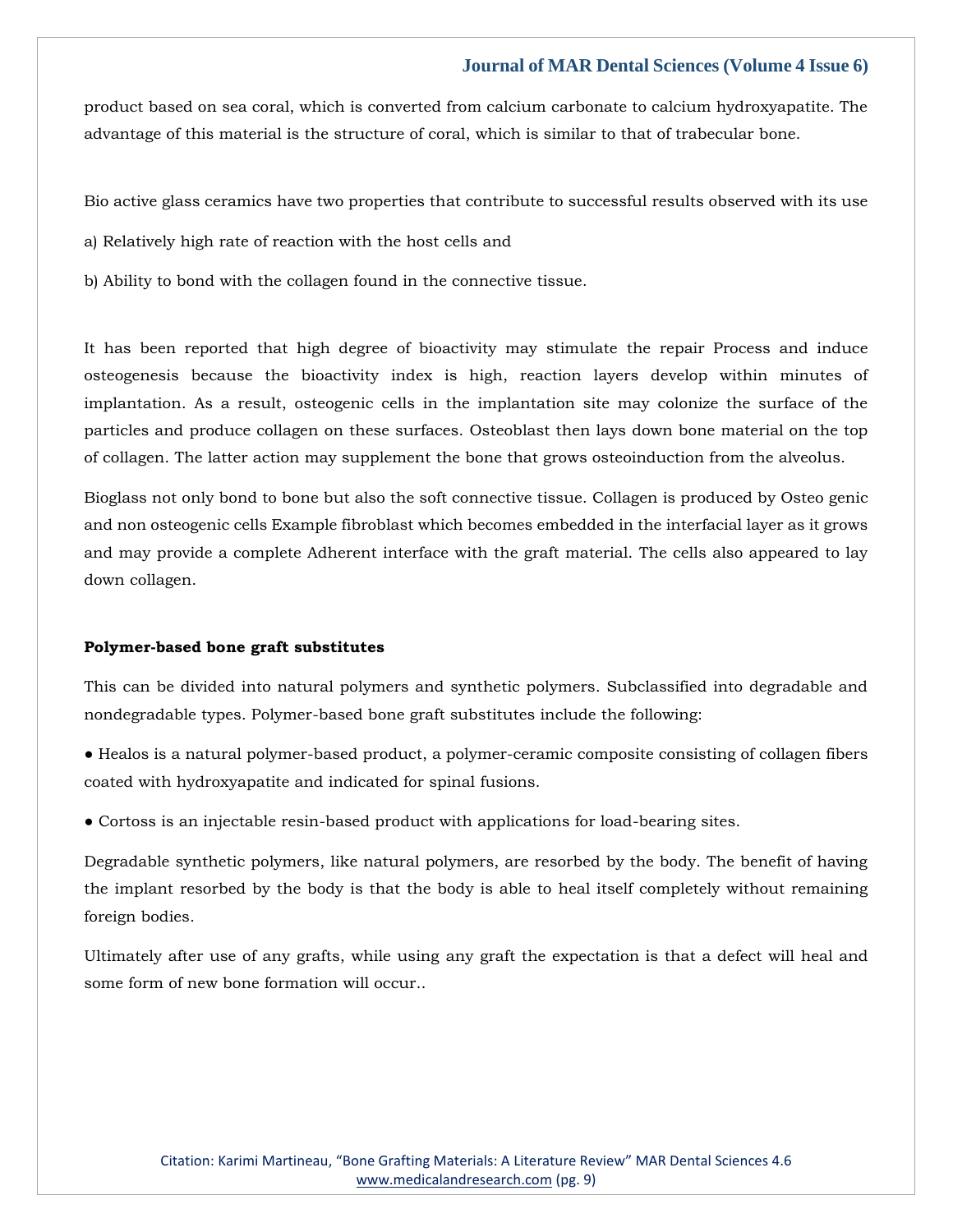product based on sea coral, which is converted from calcium carbonate to calcium hydroxyapatite. The advantage of this material is the structure of coral, which is similar to that of trabecular bone.

Bio active glass ceramics have two properties that contribute to successful results observed with its use

a) Relatively high rate of reaction with the host cells and

b) Ability to bond with the collagen found in the connective tissue.

It has been reported that high degree of bioactivity may stimulate the repair Process and induce osteogenesis because the bioactivity index is high, reaction layers develop within minutes of implantation. As a result, osteogenic cells in the implantation site may colonize the surface of the particles and produce collagen on these surfaces. Osteoblast then lays down bone material on the top of collagen. The latter action may supplement the bone that grows osteoinduction from the alveolus.

Bioglass not only bond to bone but also the soft connective tissue. Collagen is produced by Osteo genic and non osteogenic cells Example fibroblast which becomes embedded in the interfacial layer as it grows and may provide a complete Adherent interface with the graft material. The cells also appeared to lay down collagen.

**Polymer-based bone graft substitutes**

This can be divided into natural polymers and synthetic polymers. Subclassified into degradable and nondegradable types. Polymer-based bone graft substitutes include the following:

● Healos is a natural polymer-based product, a polymer-ceramic composite consisting of collagen fibers coated with hydroxyapatite and indicated for spinal fusions.

● Cortoss is an injectable resin-based product with applications for load-bearing sites.

Degradable synthetic polymers, like natural polymers, are resorbed by the body. The benefit of having the implant resorbed by the body is that the body is able to heal itself completely without remaining foreign bodies.

Ultimately after use of any grafts, while using any graft the expectation is that a defect will heal and some form of new bone formation will occur..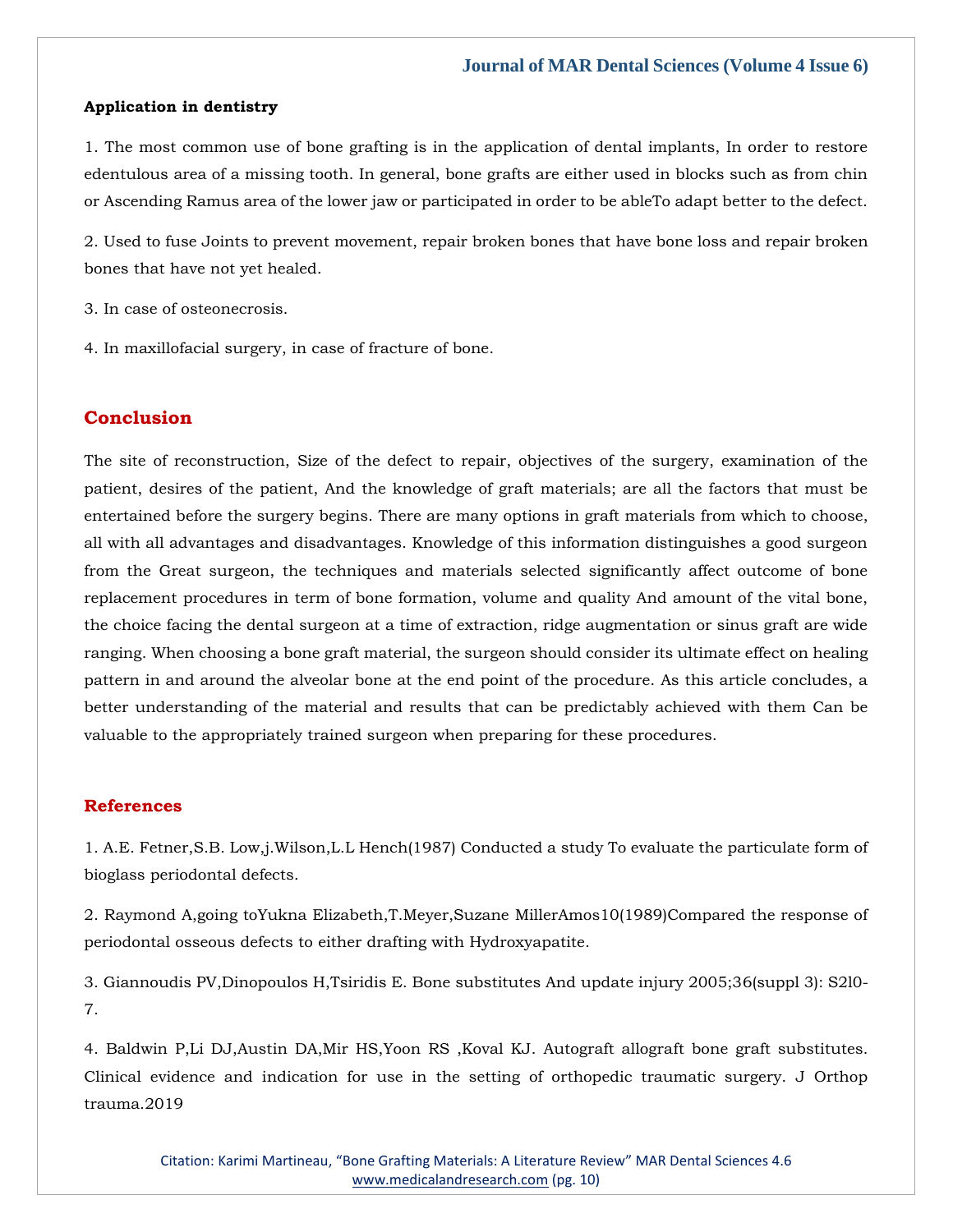**Application in dentistry**

1. The most common use of bone grafting is in the application of dental implants, In order to restore edentulous area of a missing tooth. In general, bone grafts are either used in blocks such as from chin or Ascending Ramus area of the lower jaw or participated in order to be ableTo adapt better to the defect.

2. Used to fuse Joints to prevent movement, repair broken bones that have bone loss and repair broken bones that have not yet healed.

3. In case of osteonecrosis.

4. In maxillofacial surgery, in case of fracture of bone.

## Conclusion

The site of reconstruction, Size of the defect to repair, objectives of the surgery, examination of the patient, desires of the patient, And the knowledge of graft materials; are all the factors that must be entertained before the surgery begins. There are many options in graft materials from which to choose, all with all advantages and disadvantages. Knowledge of this information distinguishes a good surgeon from the Great surgeon, the techniques and materials selected significantly affect outcome of bone replacement procedures in term of bone formation, volume and quality And amount of the vital bone, the choice facing the dental surgeon at a time of extraction, ridge augmentation or sinus graft are wide ranging. When choosing a bone graft material, the surgeon should consider its ultimate effect on healing pattern in and around the alveolar bone at the end point of the procedure. As this article concludes, a better understanding of the material and results that can be predictably achieved with them Can be valuable to the appropriately trained surgeon when preparing for these procedures.

## References

1. A.E. Fetner,S.B. Low,j.Wilson,L.L Hench(1987) Conducted a study To evaluate the particulate form of bioglass periodontal defects.

2. Raymond A,going toYukna Elizabeth,T.Meyer,Suzane MillerAmos10(1989)Compared the response of periodontal osseous defects to either drafting with Hydroxyapatite.

3. Giannoudis PV,Dinopoulos H,Tsiridis E. Bone substitutes And update injury 2005;36(suppl 3): S2l0-7.

4. Baldwin P,Li DJ,Austin DA,Mir HS,Yoon RS ,Koval KJ. Autograft allograft bone graft substitutes. Clinical evidence and indication for use in the setting of orthopedic traumatic surgery. J Orthop trauma.2019

Citation: Karimi Martineau, "Bone Grafting Materials: A Literature Review" MAR Dental Sciences 4.6
www.medicalandresearch.com (pg. 10)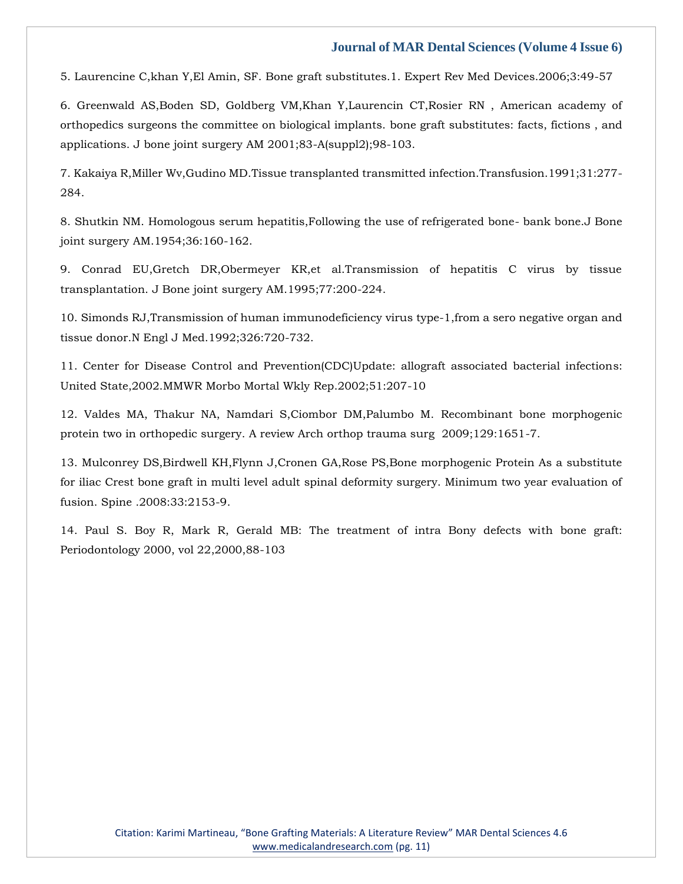5. Laurencine C,khan Y,El Amin, SF. Bone graft substitutes.1. Expert Rev Med Devices.2006;3:49-57

6. Greenwald AS,Boden SD, Goldberg VM,Khan Y,Laurencin CT,Rosier RN , American academy of orthopedics surgeons the committee on biological implants. bone graft substitutes: facts, fictions , and applications. J bone joint surgery AM 2001;83-A(suppl2);98-103.

7. Kakaiya R,Miller Wv,Gudino MD.Tissue transplanted transmitted infection.Transfusion.1991;31:277-284.

8. Shutkin NM. Homologous serum hepatitis,Following the use of refrigerated bone- bank bone.J Bone joint surgery AM.1954;36:160-162.

9. Conrad EU,Gretch DR,Obermeyer KR,et al.Transmission of hepatitis C virus by tissue transplantation. J Bone joint surgery AM.1995;77:200-224.

10. Simonds RJ,Transmission of human immunodeficiency virus type-1,from a sero negative organ and tissue donor.N Engl J Med.1992;326:720-732.

11. Center for Disease Control and Prevention(CDC)Update: allograft associated bacterial infections: United State,2002.MMWR Morbo Mortal Wkly Rep.2002;51:207-10

12. Valdes MA, Thakur NA, Namdari S,Ciombor DM,Palumbo M. Recombinant bone morphogenic protein two in orthopedic surgery. A review Arch orthop trauma surg 2009;129:1651-7.

13. Mulconrey DS,Birdwell KH,Flynn J,Cronen GA,Rose PS,Bone morphogenic Protein As a substitute for iliac Crest bone graft in multi level adult spinal deformity surgery. Minimum two year evaluation of fusion. Spine .2008:33:2153-9.

14. Paul S. Boy R, Mark R, Gerald MB: The treatment of intra Bony defects with bone graft: Periodontology 2000, vol 22,2000,88-103